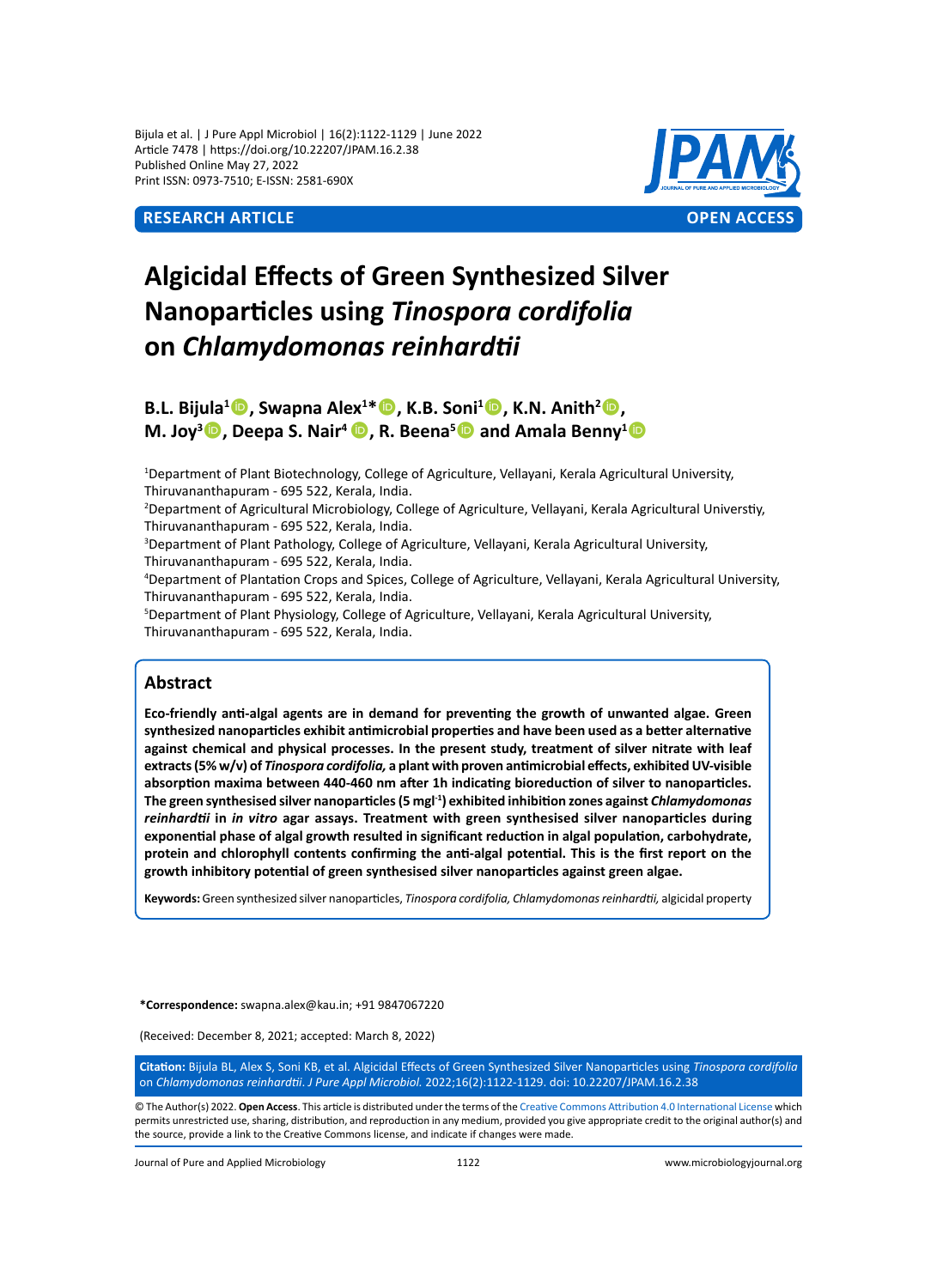Research Article | Open Access

# Algicidal Effects of Green Synthesized Silver Nanoparticles using *Tinospora cordifolia* on *Chlamydomonas reinhardtii*

**B.L. Bijula[1], Swapna Alex[1]\*, K.B. Soni[1], K.N. Anith[2], M. Joy[3], Deepa S. Nair[4], R. Beena[5] and Amala Benny[1]**

[1]Department of Plant Biotechnology, College of Agriculture, Vellayani, Kerala Agricultural University, Thiruvananthapuram - 695 522, Kerala, India.
[2]Department of Agricultural Microbiology, College of Agriculture, Vellayani, Kerala Agricultural Universtiy, Thiruvananthapuram - 695 522, Kerala, India.
[3]Department of Plant Pathology, College of Agriculture, Vellayani, Kerala Agricultural University, Thiruvananthapuram - 695 522, Kerala, India.
[4]Department of Plantation Crops and Spices, College of Agriculture, Vellayani, Kerala Agricultural University, Thiruvananthapuram - 695 522, Kerala, India.
[5]Department of Plant Physiology, College of Agriculture, Vellayani, Kerala Agricultural University, Thiruvananthapuram - 695 522, Kerala, India.

## Abstract

**Eco-friendly anti-algal agents are in demand for preventing the growth of unwanted algae. Green synthesized nanoparticles exhibit antimicrobial properties and have been used as a better alternative against chemical and physical processes. In the present study, treatment of silver nitrate with leaf extracts (5% w/v) of *Tinospora cordifolia,* a plant with proven antimicrobial effects, exhibited UV-visible absorption maxima between 440-460 nm after 1h indicating bioreduction of silver to nanoparticles. The green synthesized silver nanoparticles (5 $mgl^{-1}$) exhibited inhibition zones against *Chlamydomonas reinhardtii* in *in vitro* agar assays. Treatment with green synthesised silver nanoparticles during exponential phase of algal growth resulted in significant reduction in algal population, carbohydrate, protein and chlorophyll contents confirming the anti-algal potential. This is the first report on the growth inhibitory potential of green synthesised silver nanoparticles against green algae.**

**Keywords:** Green synthesized silver nanoparticles, *Tinospora cordifolia, Chlamydomonas reinhardtii,* algicidal property

**\*Correspondence:** swapna.alex@kau.in; +91 9847067220

(Received: December 8, 2021; accepted: March 8, 2022)

**Citation:** Bijula BL, Alex S, Soni KB, et al. Algicidal Effects of Green Synthesized Silver Nanoparticles using *Tinospora cordifolia* on *Chlamydomonas reinhardtii*. *J Pure Appl Microbiol.* 2022;16(2):1122-1129. doi: 10.22207/JPAM.16.2.38

© The Author(s) 2022. **Open Access**. This article is distributed under the terms of the Creative Commons Attribution 4.0 International License which permits unrestricted use, sharing, distribution, and reproduction in any medium, provided you give appropriate credit to the original author(s) and the source, provide a link to the Creative Commons license, and indicate if changes were made.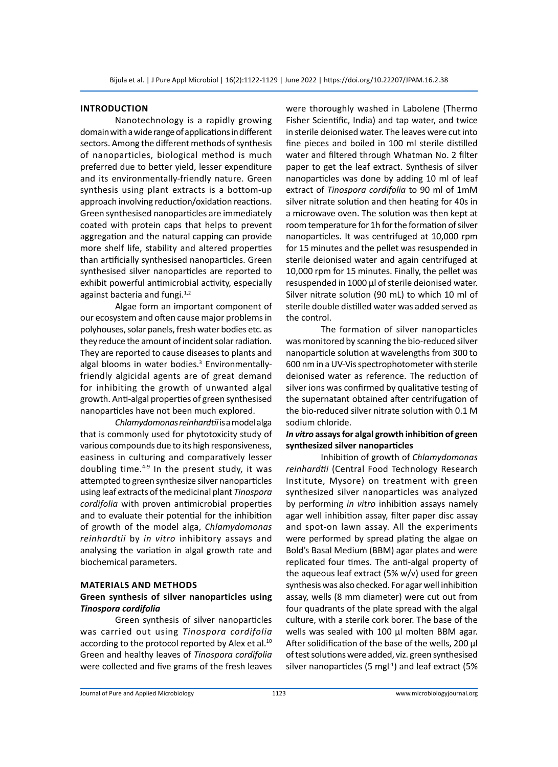## INTRODUCTION

Nanotechnology is a rapidly growing domain with a wide range of applications in different sectors. Among the different methods of synthesis of nanoparticles, biological method is much preferred due to better yield, lesser expenditure and its environmentally-friendly nature. Green synthesis using plant extracts is a bottom-up approach involving reduction/oxidation reactions. Green synthesised nanoparticles are immediately coated with protein caps that helps to prevent aggregation and the natural capping can provide more shelf life, stability and altered properties than artificially synthesised nanoparticles. Green synthesised silver nanoparticles are reported to exhibit powerful antimicrobial activity, especially against bacteria and fungi.[1,2]

Algae form an important component of our ecosystem and often cause major problems in polyhouses, solar panels, fresh water bodies etc. as they reduce the amount of incident solar radiation. They are reported to cause diseases to plants and algal blooms in water bodies.[3] Environmentally-friendly algicidal agents are of great demand for inhibiting the growth of unwanted algal growth. Anti-algal properties of green synthesised nanoparticles have not been much explored.

*Chlamydomonas reinhardtii* is a model alga that is commonly used for phytotoxicity study of various compounds due to its high responsiveness, easiness in culturing and comparatively lesser doubling time.[4-9] In the present study, it was attempted to green synthesize silver nanoparticles using leaf extracts of the medicinal plant *Tinospora cordifolia* with proven antimicrobial properties and to evaluate their potential for the inhibition of growth of the model alga, *Chlamydomonas reinhardtii* by *in vitro* inhibitory assays and analysing the variation in algal growth rate and biochemical parameters.

## MATERIALS AND METHODS

### Green synthesis of silver nanoparticles using *Tinospora cordifolia*

Green synthesis of silver nanoparticles was carried out using *Tinospora cordifolia* according to the protocol reported by Alex et al.[10] Green and healthy leaves of *Tinospora cordifolia* were collected and five grams of the fresh leaves were thoroughly washed in Labolene (Thermo Fisher Scientific, India) and tap water, and twice in sterile deionised water. The leaves were cut into fine pieces and boiled in 100 ml sterile distilled water and filtered through Whatman No. 2 filter paper to get the leaf extract. Synthesis of silver nanoparticles was done by adding 10 ml of leaf extract of *Tinospora cordifolia* to 90 ml of 1mM silver nitrate solution and then heating for 40s in a microwave oven. The solution was then kept at room temperature for 1h for the formation of silver nanoparticles. It was centrifuged at 10,000 rpm for 15 minutes and the pellet was resuspended in sterile deionised water and again centrifuged at 10,000 rpm for 15 minutes. Finally, the pellet was resuspended in 1000 µl of sterile deionised water. Silver nitrate solution (90 mL) to which 10 ml of sterile double distilled water was added served as the control.

The formation of silver nanoparticles was monitored by scanning the bio-reduced silver nanoparticle solution at wavelengths from 300 to 600 nm in a UV-Vis spectrophotometer with sterile deionised water as reference. The reduction of silver ions was confirmed by qualitative testing of the supernatant obtained after centrifugation of the bio-reduced silver nitrate solution with 0.1 M sodium chloride.

### *In vitro* assays for algal growth inhibition of green synthesized silver nanoparticles

Inhibition of growth of *Chlamydomonas reinhardtii* (Central Food Technology Research Institute, Mysore) on treatment with green synthesized silver nanoparticles was analyzed by performing *in vitro* inhibition assays namely agar well inhibition assay, filter paper disc assay and spot-on lawn assay. All the experiments were performed by spread plating the algae on Bold's Basal Medium (BBM) agar plates and were replicated four times. The anti-algal property of the aqueous leaf extract (5% w/v) used for green synthesis was also checked. For agar well inhibition assay, wells (8 mm diameter) were cut out from four quadrants of the plate spread with the algal culture, with a sterile cork borer. The base of the wells was sealed with 100 µl molten BBM agar. After solidification of the base of the wells, 200 µl of test solutions were added, viz. green synthesised silver nanoparticles (5 mgl$^{-1}$) and leaf extract (5%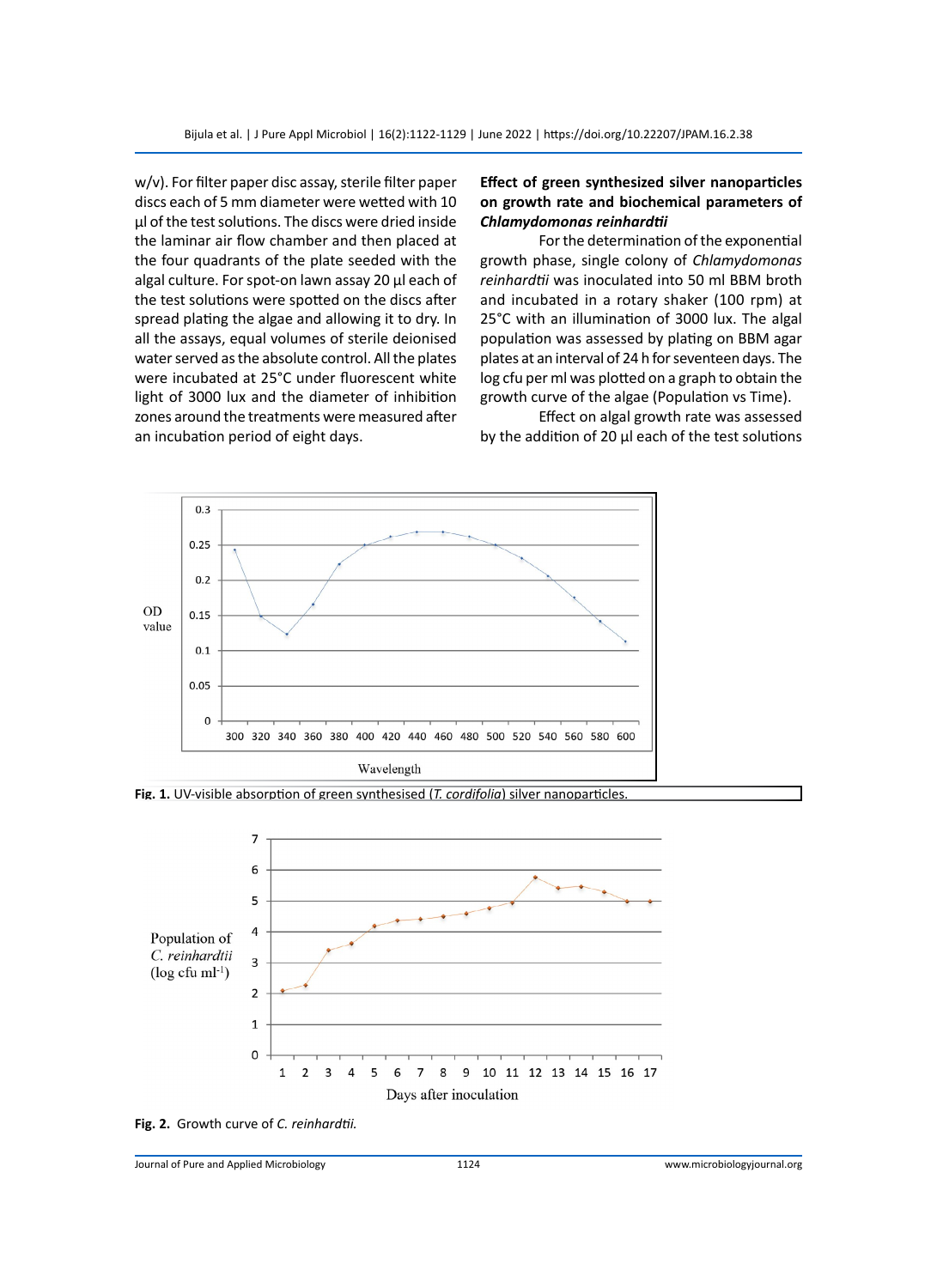w/v). For filter paper disc assay, sterile filter paper discs each of 5 mm diameter were wetted with 10 µl of the test solutions. The discs were dried inside the laminar air flow chamber and then placed at the four quadrants of the plate seeded with the algal culture. For spot-on lawn assay 20 µl each of the test solutions were spotted on the discs after spread plating the algae and allowing it to dry. In all the assays, equal volumes of sterile deionised water served as the absolute control. All the plates were incubated at 25°C under fluorescent white light of 3000 lux and the diameter of inhibition zones around the treatments were measured after an incubation period of eight days.

### Effect of green synthesized silver nanoparticles on growth rate and biochemical parameters of *Chlamydomonas reinhardtii*

For the determination of the exponential growth phase, single colony of *Chlamydomonas reinhardtii* was inoculated into 50 ml BBM broth and incubated in a rotary shaker (100 rpm) at 25°C with an illumination of 3000 lux. The algal population was assessed by plating on BBM agar plates at an interval of 24 h for seventeen days. The log cfu per ml was plotted on a graph to obtain the growth curve of the algae (Population vs Time).

Effect on algal growth rate was assessed by the addition of 20 µl each of the test solutions

**Fig. 1.** UV-visible absorption of green synthesised (*T. cordifolia*) silver nanoparticles.

**Fig. 2.** Growth curve of *C. reinhardtii.*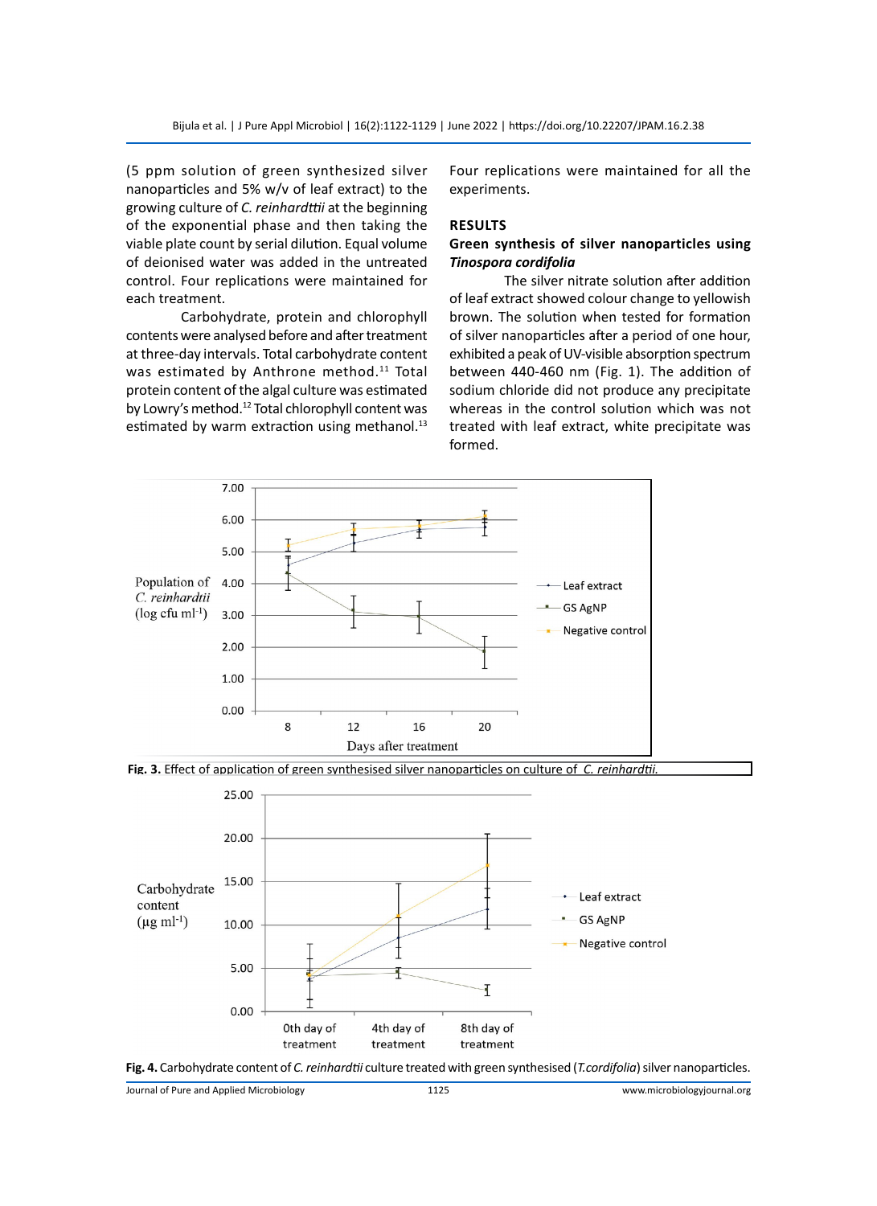(5 ppm solution of green synthesized silver nanoparticles and 5% w/v of leaf extract) to the growing culture of *C. reinhardttii* at the beginning of the exponential phase and then taking the viable plate count by serial dilution. Equal volume of deionised water was added in the untreated control. Four replications were maintained for each treatment.

Carbohydrate, protein and chlorophyll contents were analysed before and after treatment at three-day intervals. Total carbohydrate content was estimated by Anthrone method.[11] Total protein content of the algal culture was estimated by Lowry's method.[12] Total chlorophyll content was estimated by warm extraction using methanol.[13] Four replications were maintained for all the experiments.

## RESULTS

### Green synthesis of silver nanoparticles using *Tinospora cordifolia*

The silver nitrate solution after addition of leaf extract showed colour change to yellowish brown. The solution when tested for formation of silver nanoparticles after a period of one hour, exhibited a peak of UV-visible absorption spectrum between 440-460 nm (Fig. 1). The addition of sodium chloride did not produce any precipitate whereas in the control solution which was not treated with leaf extract, white precipitate was formed.

**Fig. 3.** Effect of application of green synthesised silver nanoparticles on culture of *C. reinhardtii.*

**Fig. 4.** Carbohydrate content of *C. reinhardtii* culture treated with green synthesised (*T.cordifolia*) silver nanoparticles.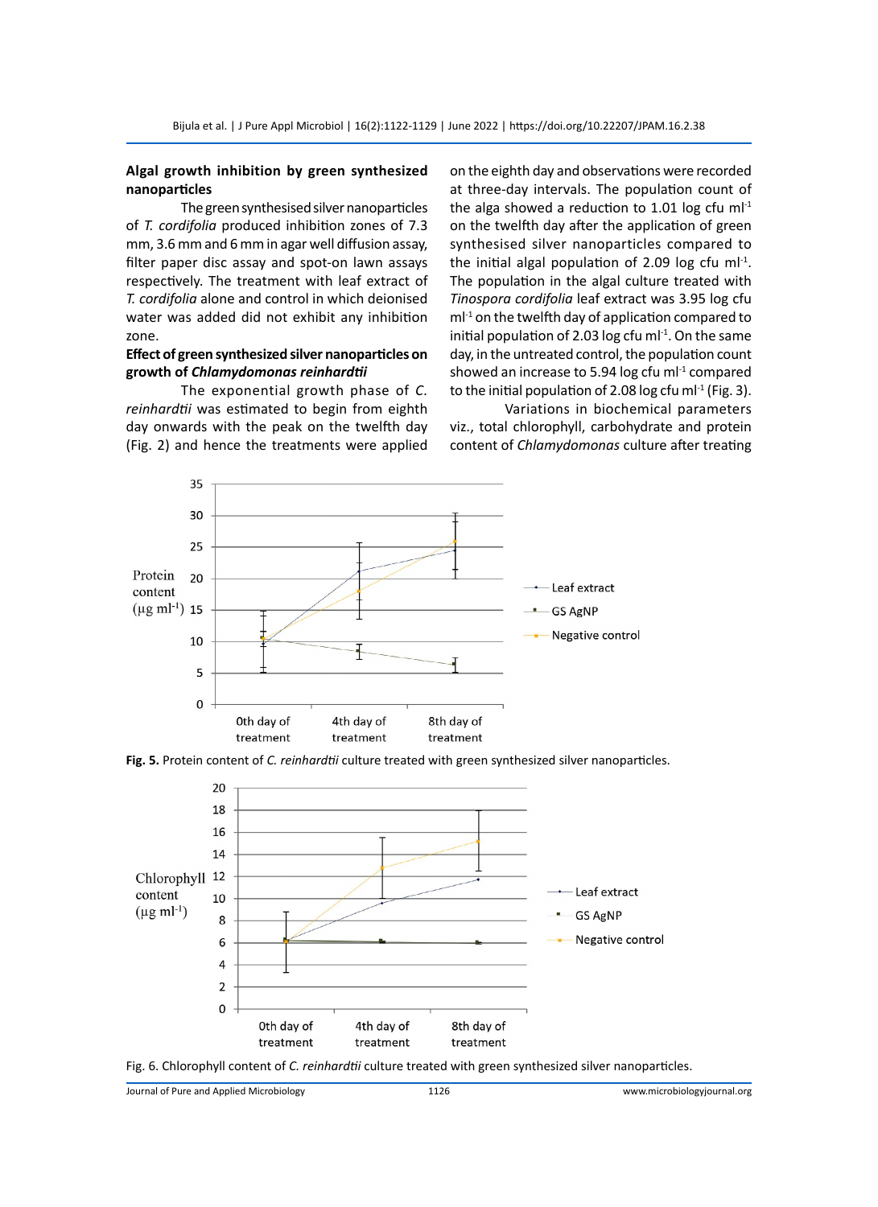### Algal growth inhibition by green synthesized nanoparticles

The green synthesised silver nanoparticles of *T. cordifolia* produced inhibition zones of 7.3 mm, 3.6 mm and 6 mm in agar well diffusion assay, filter paper disc assay and spot-on lawn assays respectively. The treatment with leaf extract of *T. cordifolia* alone and control in which deionised water was added did not exhibit any inhibition zone.

### Effect of green synthesized silver nanoparticles on growth of *Chlamydomonas reinhardtii*

The exponential growth phase of *C. reinhardtii* was estimated to begin from eighth day onwards with the peak on the twelfth day (Fig. 2) and hence the treatments were applied on the eighth day and observations were recorded at three-day intervals. The population count of the alga showed a reduction to 1.01 log cfu ml$^{-1}$ on the twelfth day after the application of green synthesised silver nanoparticles compared to the initial algal population of 2.09 log cfu ml$^{-1}$. The population in the algal culture treated with *Tinospora cordifolia* leaf extract was 3.95 log cfu ml$^{-1}$ on the twelfth day of application compared to initial population of 2.03 log cfu ml$^{-1}$. On the same day, in the untreated control, the population count showed an increase to 5.94 log cfu ml$^{-1}$ compared to the initial population of 2.08 log cfu ml$^{-1}$ (Fig. 3).

Variations in biochemical parameters viz., total chlorophyll, carbohydrate and protein content of *Chlamydomonas* culture after treating

**Fig. 5.** Protein content of *C. reinhardtii* culture treated with green synthesized silver nanoparticles.

Fig. 6. Chlorophyll content of *C. reinhardtii* culture treated with green synthesized silver nanoparticles.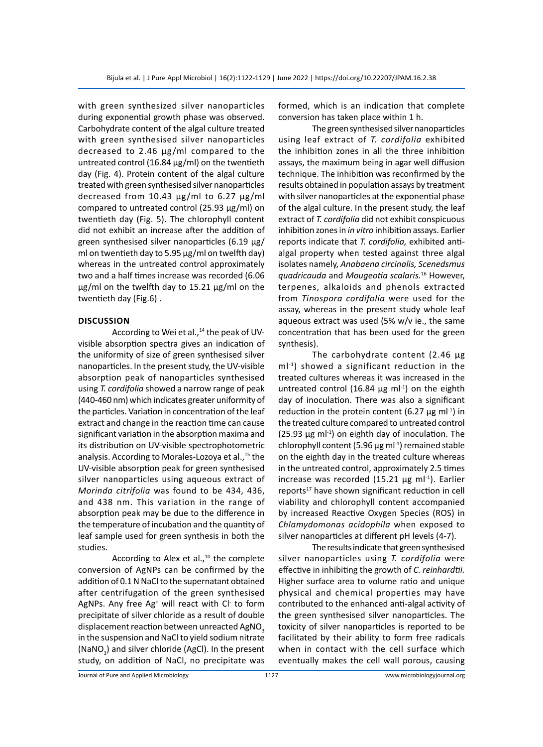with green synthesized silver nanoparticles during exponential growth phase was observed. Carbohydrate content of the algal culture treated with green synthesised silver nanoparticles decreased to 2.46 µg/ml compared to the untreated control (16.84 µg/ml) on the twentieth day (Fig. 4). Protein content of the algal culture treated with green synthesised silver nanoparticles decreased from 10.43 µg/ml to 6.27 µg/ml compared to untreated control (25.93 µg/ml) on twentieth day (Fig. 5). The chlorophyll content did not exhibit an increase after the addition of green synthesised silver nanoparticles (6.19 µg/ml on twentieth day to 5.95 µg/ml on twelfth day) whereas in the untreated control approximately two and a half times increase was recorded (6.06 µg/ml on the twelfth day to 15.21 µg/ml on the twentieth day (Fig.6) .

## DISCUSSION

According to Wei et al.,[14] the peak of UV-visible absorption spectra gives an indication of the uniformity of size of green synthesised silver nanoparticles. In the present study, the UV-visible absorption peak of nanoparticles synthesised using *T. cordifolia* showed a narrow range of peak (440-460 nm) which indicates greater uniformity of the particles. Variation in concentration of the leaf extract and change in the reaction time can cause significant variation in the absorption maxima and its distribution on UV-visible spectrophotometric analysis. According to Morales-Lozoya et al.,[15] the UV-visible absorption peak for green synthesised silver nanoparticles using aqueous extract of *Morinda citrifolia* was found to be 434, 436, and 438 nm. This variation in the range of absorption peak may be due to the difference in the temperature of incubation and the quantity of leaf sample used for green synthesis in both the studies.

According to Alex et al.,[10] the complete conversion of AgNPs can be confirmed by the addition of 0.1 N NaCl to the supernatant obtained after centrifugation of the green synthesised AgNPs. Any free $Ag^+$ will react with $Cl^-$ to form precipitate of silver chloride as a result of double displacement reaction between unreacted $AgNO_3$ in the suspension and NaCl to yield sodium nitrate ($NaNO_3$) and silver chloride (AgCl). In the present study, on addition of NaCl, no precipitate was formed, which is an indication that complete conversion has taken place within 1 h.

The green synthesised silver nanoparticles using leaf extract of *T. cordifolia* exhibited the inhibition zones in all the three inhibition assays, the maximum being in agar well diffusion technique. The inhibition was reconfirmed by the results obtained in population assays by treatment with silver nanoparticles at the exponential phase of the algal culture. In the present study, the leaf extract of *T. cordifolia* did not exhibit conspicuous inhibition zones in *in vitro* inhibition assays. Earlier reports indicate that *T. cordifolia,* exhibited anti-algal property when tested against three algal isolates namely, *Anabaena circinalis, Scenedsmus quadricauda* and *Mougeotia scalaris.*[16] However, terpenes, alkaloids and phenols extracted from *Tinospora cordifolia* were used for the assay, whereas in the present study whole leaf aqueous extract was used (5% w/v ie., the same concentration that has been used for the green synthesis).

The carbohydrate content (2.46 µg ml$^{-1}$) showed a significant reduction in the treated cultures whereas it was increased in the untreated control (16.84 µg ml$^{-1}$) on the eighth day of inoculation. There was also a significant reduction in the protein content (6.27 µg ml$^{-1}$) in the treated culture compared to untreated control (25.93 µg ml$^{-1}$) on eighth day of inoculation. The chlorophyll content (5.96 µg ml$^{-1}$) remained stable on the eighth day in the treated culture whereas in the untreated control, approximately 2.5 times increase was recorded (15.21 µg ml$^{-1}$). Earlier reports[17] have shown significant reduction in cell viability and chlorophyll content accompanied by increased Reactive Oxygen Species (ROS) in *Chlamydomonas acidophila* when exposed to silver nanoparticles at different pH levels (4-7).

The results indicate that green synthesised silver nanoparticles using *T. cordifolia* were effective in inhibiting the growth of *C. reinhardtii*. Higher surface area to volume ratio and unique physical and chemical properties may have contributed to the enhanced anti-algal activity of the green synthesised silver nanoparticles. The toxicity of silver nanoparticles is reported to be facilitated by their ability to form free radicals when in contact with the cell surface which eventually makes the cell wall porous, causing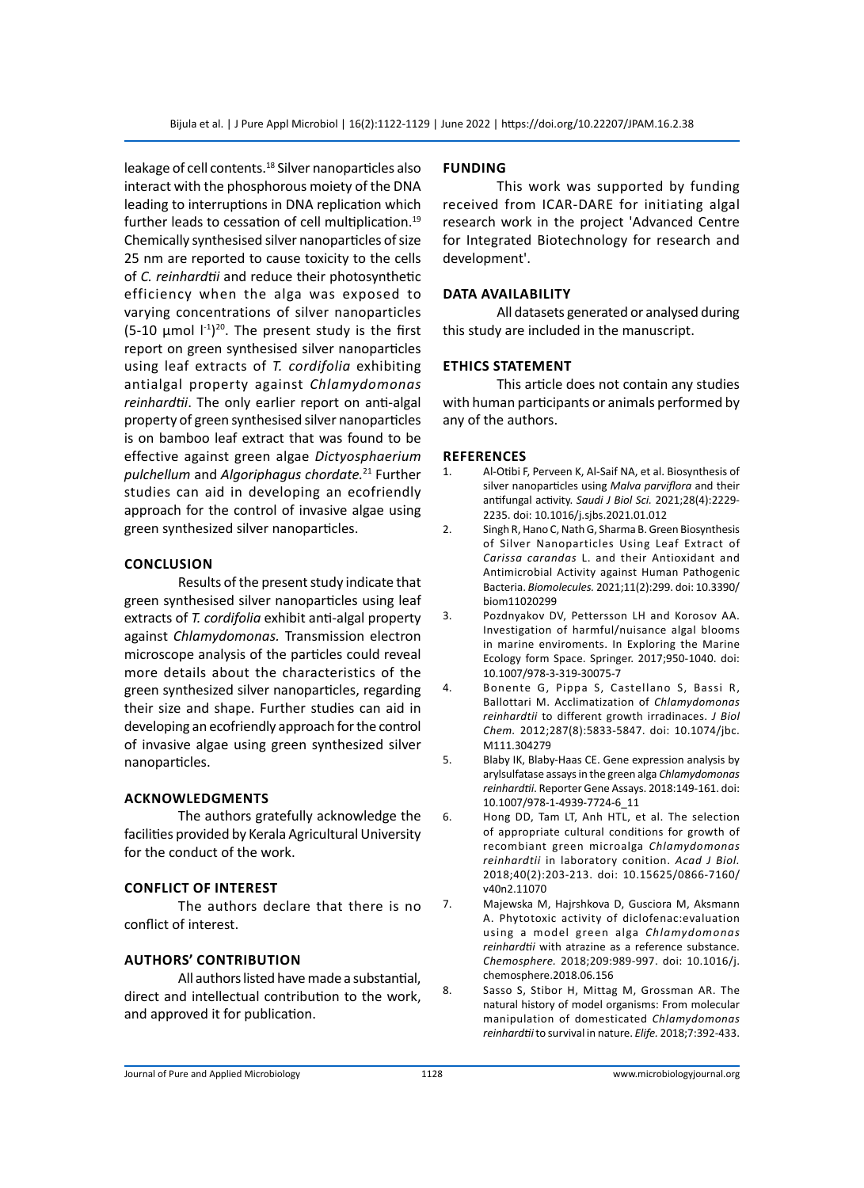leakage of cell contents.[18] Silver nanoparticles also interact with the phosphorous moiety of the DNA leading to interruptions in DNA replication which further leads to cessation of cell multiplication.[19] Chemically synthesised silver nanoparticles of size 25 nm are reported to cause toxicity to the cells of *C. reinhardtii* and reduce their photosynthetic efficiency when the alga was exposed to varying concentrations of silver nanoparticles (5-10 µmol $l^{-1}$)[20]. The present study is the first report on green synthesised silver nanoparticles using leaf extracts of *T. cordifolia* exhibiting antialgal property against *Chlamydomonas reinhardtii*. The only earlier report on anti-algal property of green synthesised silver nanoparticles is on bamboo leaf extract that was found to be effective against green algae *Dictyosphaerium pulchellum* and *Algoriphagus chordate.*[21] Further studies can aid in developing an ecofriendly approach for the control of invasive algae using green synthesized silver nanoparticles.

## CONCLUSION

Results of the present study indicate that green synthesised silver nanoparticles using leaf extracts of *T. cordifolia* exhibit anti-algal property against *Chlamydomonas.* Transmission electron microscope analysis of the particles could reveal more details about the characteristics of the green synthesized silver nanoparticles, regarding their size and shape. Further studies can aid in developing an ecofriendly approach for the control of invasive algae using green synthesized silver nanoparticles.

## ACKNOWLEDGMENTS

The authors gratefully acknowledge the facilities provided by Kerala Agricultural University for the conduct of the work.

## CONFLICT OF INTEREST

The authors declare that there is no conflict of interest.

## AUTHORS' CONTRIBUTION

All authors listed have made a substantial, direct and intellectual contribution to the work, and approved it for publication.

## FUNDING

This work was supported by funding received from ICAR-DARE for initiating algal research work in the project 'Advanced Centre for Integrated Biotechnology for research and development'.

## DATA AVAILABILITY

All datasets generated or analysed during this study are included in the manuscript.

## ETHICS STATEMENT

This article does not contain any studies with human participants or animals performed by any of the authors.

## REFERENCES

1. Al-Otibi F, Perveen K, Al-Saif NA, et al. Biosynthesis of silver nanoparticles using *Malva parviflora* and their antifungal activity. *Saudi J Biol Sci.* 2021;28(4):2229-2235. doi: 10.1016/j.sjbs.2021.01.012
2. Singh R, Hano C, Nath G, Sharma B. Green Biosynthesis of Silver Nanoparticles Using Leaf Extract of *Carissa carandas* L. and their Antioxidant and Antimicrobial Activity against Human Pathogenic Bacteria. *Biomolecules.* 2021;11(2):299. doi: 10.3390/biom11020299
3. Pozdnyakov DV, Pettersson LH and Korosov AA. Investigation of harmful/nuisance algal blooms in marine enviroments. In Exploring the Marine Ecology form Space. Springer. 2017;950-1040. doi: 10.1007/978-3-319-30075-7
4. Bonente G, Pippa S, Castellano S, Bassi R, Ballottari M. Acclimatization of *Chlamydomonas reinhardtii* to different growth irradinaces. *J Biol Chem.* 2012;287(8):5833-5847. doi: 10.1074/jbc.M111.304279
5. Blaby IK, Blaby-Haas CE. Gene expression analysis by arylsulfatase assays in the green alga *Chlamydomonas reinhardtii*. Reporter Gene Assays. 2018:149-161. doi: 10.1007/978-1-4939-7724-6_11
6. Hong DD, Tam LT, Anh HTL, et al. The selection of appropriate cultural conditions for growth of recombiant green microalga *Chlamydomonas reinhardtii* in laboratory conition. *Acad J Biol.* 2018;40(2):203-213. doi: 10.15625/0866-7160/v40n2.11070
7. Majewska M, Hajrshkova D, Gusciora M, Aksmann A. Phytotoxic activity of diclofenac:evaluation using a model green alga *Chlamydomonas reinhardtii* with atrazine as a reference substance. *Chemosphere.* 2018;209:989-997. doi: 10.1016/j.chemosphere.2018.06.156
8. Sasso S, Stibor H, Mittag M, Grossman AR. The natural history of model organisms: From molecular manipulation of domesticated *Chlamydomonas reinhardtii* to survival in nature. *Elife.* 2018;7:392-433.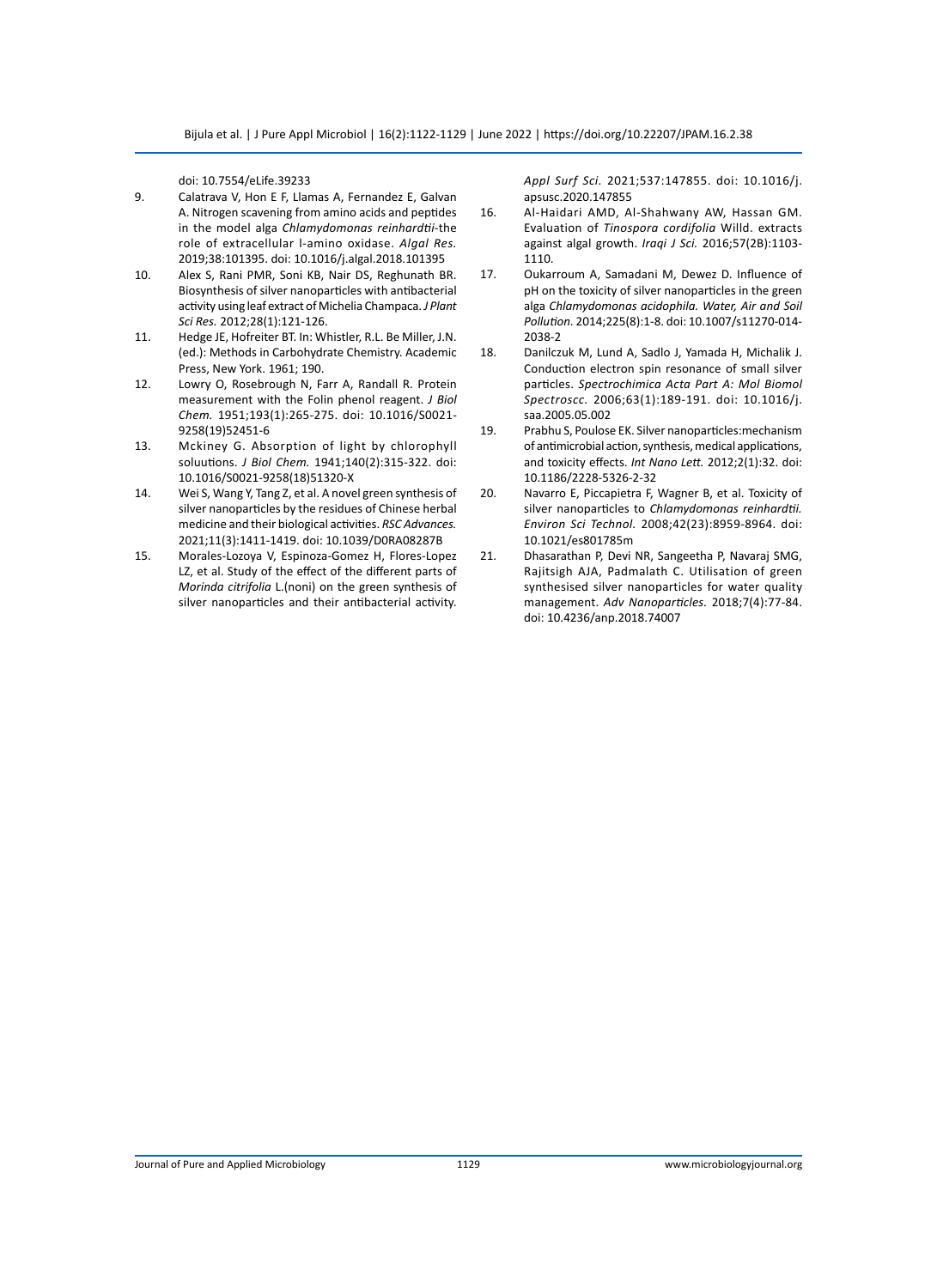doi: 10.7554/eLife.39233

9. Calatrava V, Hon E F, Llamas A, Fernandez E, Galvan A. Nitrogen scavening from amino acids and peptides in the model alga *Chlamydomonas reinhardtii*-the role of extracellular l-amino oxidase. *Algal Res.* 2019;38:101395. doi: 10.1016/j.algal.2018.101395
10. Alex S, Rani PMR, Soni KB, Nair DS, Reghunath BR. Biosynthesis of silver nanoparticles with antibacterial activity using leaf extract of Michelia Champaca. *J Plant Sci Res.* 2012;28(1):121-126.
11. Hedge JE, Hofreiter BT. In: Whistler, R.L. Be Miller, J.N. (ed.): Methods in Carbohydrate Chemistry. Academic Press, New York. 1961; 190.
12. Lowry O, Rosebrough N, Farr A, Randall R. Protein measurement with the Folin phenol reagent. *J Biol Chem.* 1951;193(1):265-275. doi: 10.1016/S0021-9258(19)52451-6
13. Mckiney G. Absorption of light by chlorophyll soluutions. *J Biol Chem.* 1941;140(2):315-322. doi: 10.1016/S0021-9258(18)51320-X
14. Wei S, Wang Y, Tang Z, et al. A novel green synthesis of silver nanoparticles by the residues of Chinese herbal medicine and their biological activities. *RSC Advances.* 2021;11(3):1411-1419. doi: 10.1039/D0RA08287B
15. Morales-Lozoya V, Espinoza-Gomez H, Flores-Lopez LZ, et al. Study of the effect of the different parts of *Morinda citrifolia* L.(noni) on the green synthesis of silver nanoparticles and their antibacterial activity. *Appl Surf Sci.* 2021;537:147855. doi: 10.1016/j.apsusc.2020.147855
16. Al-Haidari AMD, Al-Shahwany AW, Hassan GM. Evaluation of *Tinospora cordifolia* Willd. extracts against algal growth. *Iraqi J Sci.* 2016;57(2B):1103-1110.
17. Oukarroum A, Samadani M, Dewez D. Influence of pH on the toxicity of silver nanoparticles in the green alga *Chlamydomonas acidophila. Water, Air and Soil Pollution.* 2014;225(8):1-8. doi: 10.1007/s11270-014-2038-2
18. Danilczuk M, Lund A, Sadlo J, Yamada H, Michalik J. Conduction electron spin resonance of small silver particles. *Spectrochimica Acta Part A: Mol Biomol Spectroscc.* 2006;63(1):189-191. doi: 10.1016/j.saa.2005.05.002
19. Prabhu S, Poulose EK. Silver nanoparticles:mechanism of antimicrobial action, synthesis, medical applications, and toxicity effects. *Int Nano Lett.* 2012;2(1):32. doi: 10.1186/2228-5326-2-32
20. Navarro E, Piccapietra F, Wagner B, et al. Toxicity of silver nanoparticles to *Chlamydomonas reinhardtii. Environ Sci Technol.* 2008;42(23):8959-8964. doi: 10.1021/es801785m
21. Dhasarathan P, Devi NR, Sangeetha P, Navaraj SMG, Rajitsigh AJA, Padmalath C. Utilisation of green synthesised silver nanoparticles for water quality management. *Adv Nanoparticles.* 2018;7(4):77-84. doi: 10.4236/anp.2018.74007